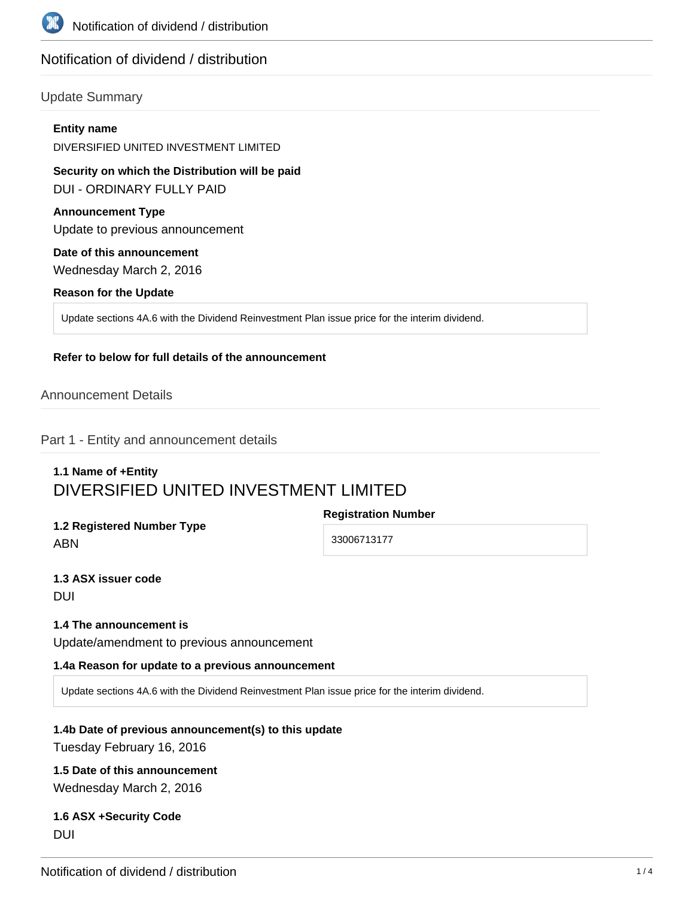# Notification of dividend / distribution

## Update Summary

**Entity name**

DIVERSIFIED UNITED INVESTMENT LIMITED

**Security on which the Distribution will be paid**

DUI - ORDINARY FULLY PAID

**Announcement Type**

Update to previous announcement

**Date of this announcement**

Wednesday March 2, 2016

**Reason for the Update**

Update sections 4A.6 with the Dividend Reinvestment Plan issue price for the interim dividend.

**Refer to below for full details of the announcement**

## Announcement Details

## Part 1 - Entity and announcement details

**1.1 Name of +Entity**

DIVERSIFIED UNITED INVESTMENT LIMITED

**1.2 Registered Number Type**

ABN

**Registration Number**

33006713177

**1.3 ASX issuer code**

DUI

**1.4 The announcement is**

Update/amendment to previous announcement

**1.4a Reason for update to a previous announcement**

Update sections 4A.6 with the Dividend Reinvestment Plan issue price for the interim dividend.

**1.4b Date of previous announcement(s) to this update**

Tuesday February 16, 2016

**1.5 Date of this announcement**

Wednesday March 2, 2016

**1.6 ASX +Security Code**

DUI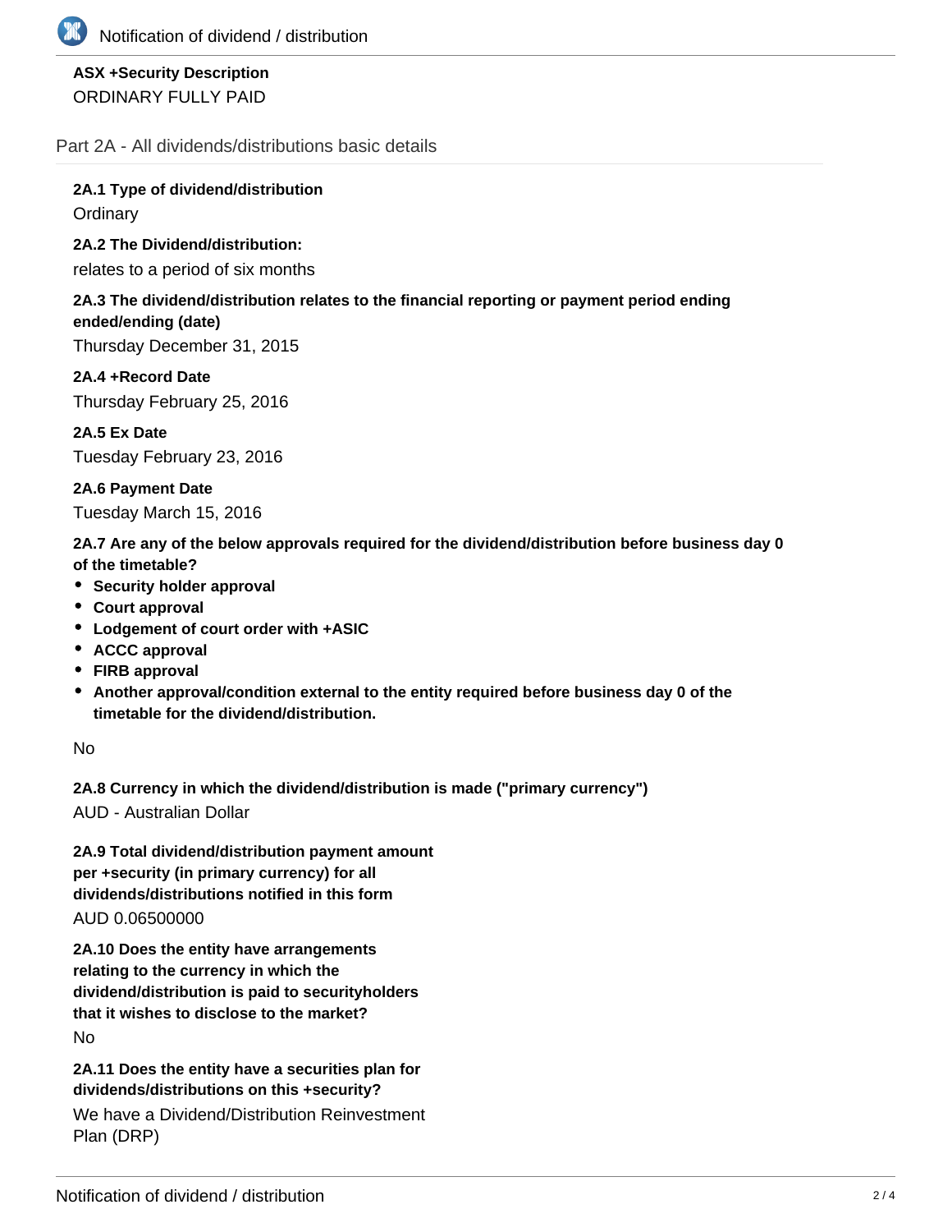**ASX +Security Description**

ORDINARY FULLY PAID

## Part 2A - All dividends/distributions basic details

**2A.1 Type of dividend/distribution**

Ordinary

**2A.2 The Dividend/distribution:**

relates to a period of six months

**2A.3 The dividend/distribution relates to the financial reporting or payment period ending ended/ending (date)**

Thursday December 31, 2015

**2A.4 +Record Date**

Thursday February 25, 2016

**2A.5 Ex Date**

Tuesday February 23, 2016

**2A.6 Payment Date**

Tuesday March 15, 2016

**2A.7 Are any of the below approvals required for the dividend/distribution before business day 0 of the timetable?**

- **Security holder approval**
- **Court approval**
- **Lodgement of court order with +ASIC**
- **ACCC approval**
- **FIRB approval**
- **Another approval/condition external to the entity required before business day 0 of the timetable for the dividend/distribution.**

No

**2A.8 Currency in which the dividend/distribution is made ("primary currency")**

AUD - Australian Dollar

**2A.9 Total dividend/distribution payment amount per +security (in primary currency) for all dividends/distributions notified in this form**

AUD 0.06500000

**2A.10 Does the entity have arrangements relating to the currency in which the dividend/distribution is paid to securityholders that it wishes to disclose to the market?**

No

**2A.11 Does the entity have a securities plan for dividends/distributions on this +security?**

We have a Dividend/Distribution Reinvestment Plan (DRP)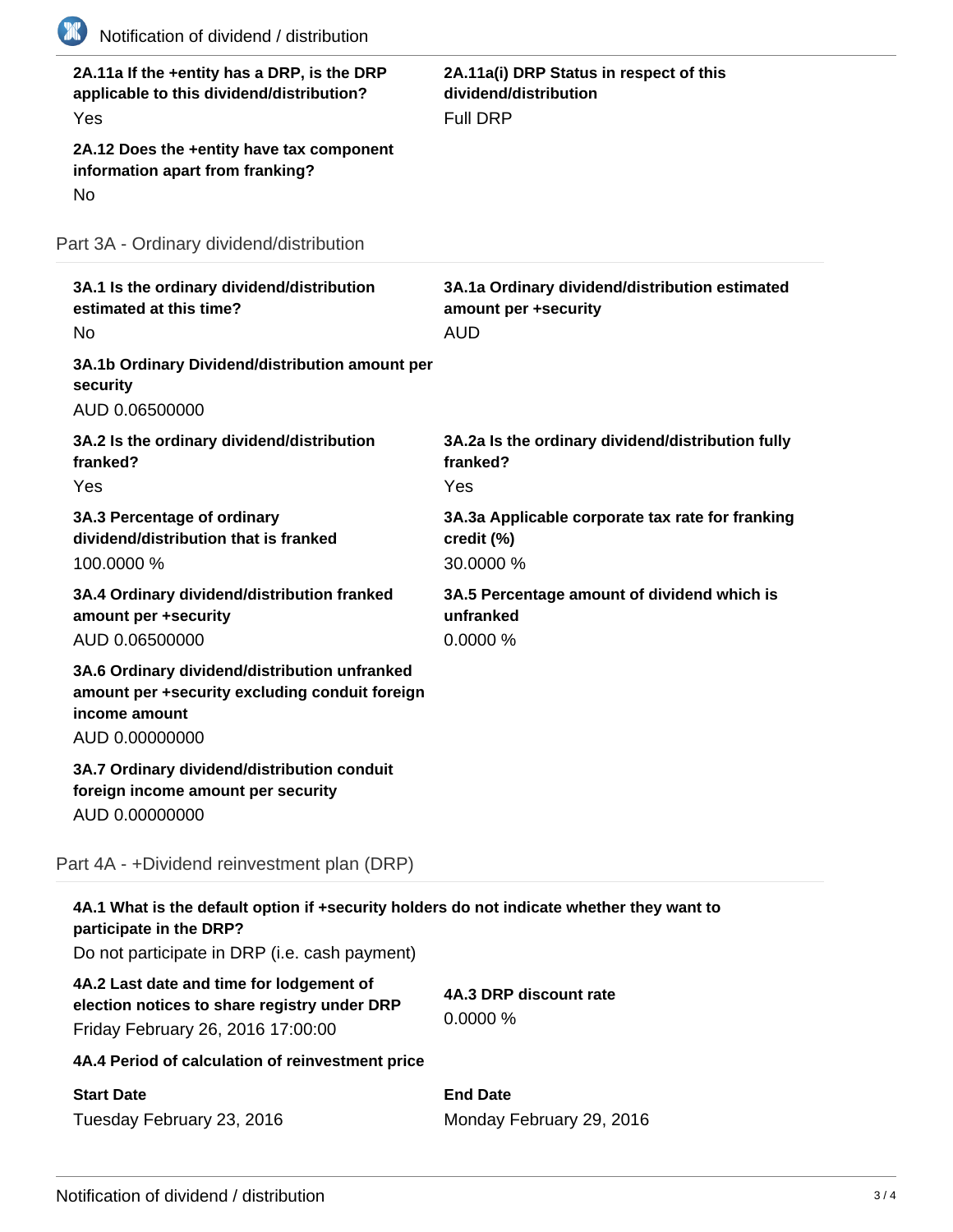**2A.11a If the +entity has a DRP, is the DRP applicable to this dividend/distribution?**
Yes

**2A.11a(i) DRP Status in respect of this dividend/distribution**
Full DRP

**2A.12 Does the +entity have tax component information apart from franking?**
No

## Part 3A - Ordinary dividend/distribution

**3A.1 Is the ordinary dividend/distribution estimated at this time?**
No

**3A.1a Ordinary dividend/distribution estimated amount per +security**
AUD

**3A.1b Ordinary Dividend/distribution amount per security**
AUD 0.06500000

**3A.2 Is the ordinary dividend/distribution franked?**
Yes

**3A.2a Is the ordinary dividend/distribution fully franked?**
Yes

**3A.3 Percentage of ordinary dividend/distribution that is franked**
100.0000 %

**3A.3a Applicable corporate tax rate for franking credit (%)**
30.0000 %

**3A.4 Ordinary dividend/distribution franked amount per +security**
AUD 0.06500000

**3A.5 Percentage amount of dividend which is unfranked**
0.0000 %

**3A.6 Ordinary dividend/distribution unfranked amount per +security excluding conduit foreign income amount**
AUD 0.00000000

**3A.7 Ordinary dividend/distribution conduit foreign income amount per security**
AUD 0.00000000

## Part 4A - +Dividend reinvestment plan (DRP)

**4A.1 What is the default option if +security holders do not indicate whether they want to participate in the DRP?**
Do not participate in DRP (i.e. cash payment)

**4A.2 Last date and time for lodgement of election notices to share registry under DRP**
Friday February 26, 2016 17:00:00

**4A.3 DRP discount rate**
0.0000 %

**4A.4 Period of calculation of reinvestment price**

**Start Date**
Tuesday February 23, 2016

**End Date**
Monday February 29, 2016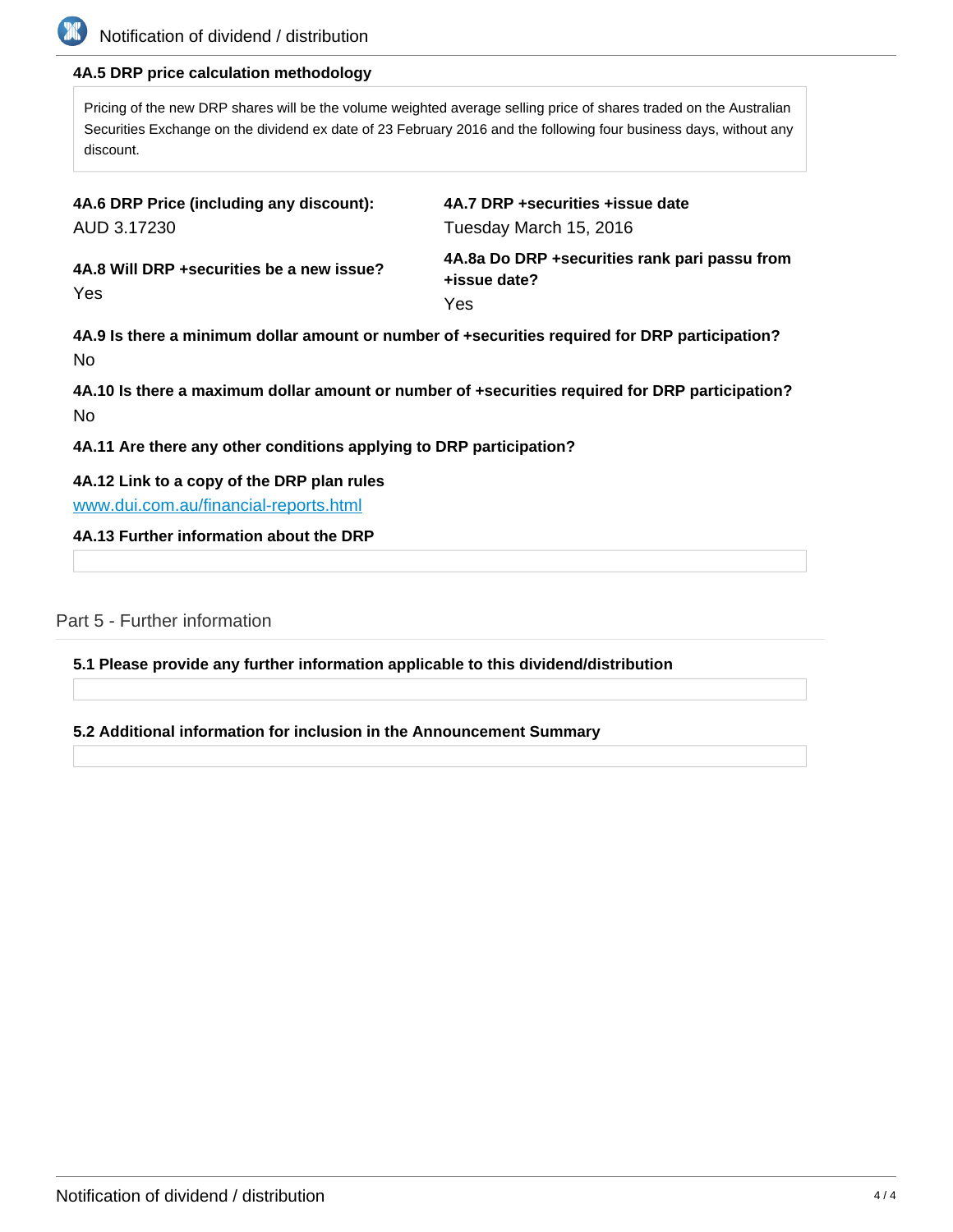**4A.5 DRP price calculation methodology**

Pricing of the new DRP shares will be the volume weighted average selling price of shares traded on the Australian Securities Exchange on the dividend ex date of 23 February 2016 and the following four business days, without any discount.

**4A.6 DRP Price (including any discount):**
AUD 3.17230

**4A.7 DRP +securities +issue date**
Tuesday March 15, 2016

**4A.8 Will DRP +securities be a new issue?**
Yes

**4A.8a Do DRP +securities rank pari passu from +issue date?**
Yes

**4A.9 Is there a minimum dollar amount or number of +securities required for DRP participation?**
No

**4A.10 Is there a maximum dollar amount or number of +securities required for DRP participation?**
No

**4A.11 Are there any other conditions applying to DRP participation?**

**4A.12 Link to a copy of the DRP plan rules**
www.dui.com.au/financial-reports.html

**4A.13 Further information about the DRP**

## Part 5 - Further information

**5.1 Please provide any further information applicable to this dividend/distribution**

**5.2 Additional information for inclusion in the Announcement Summary**